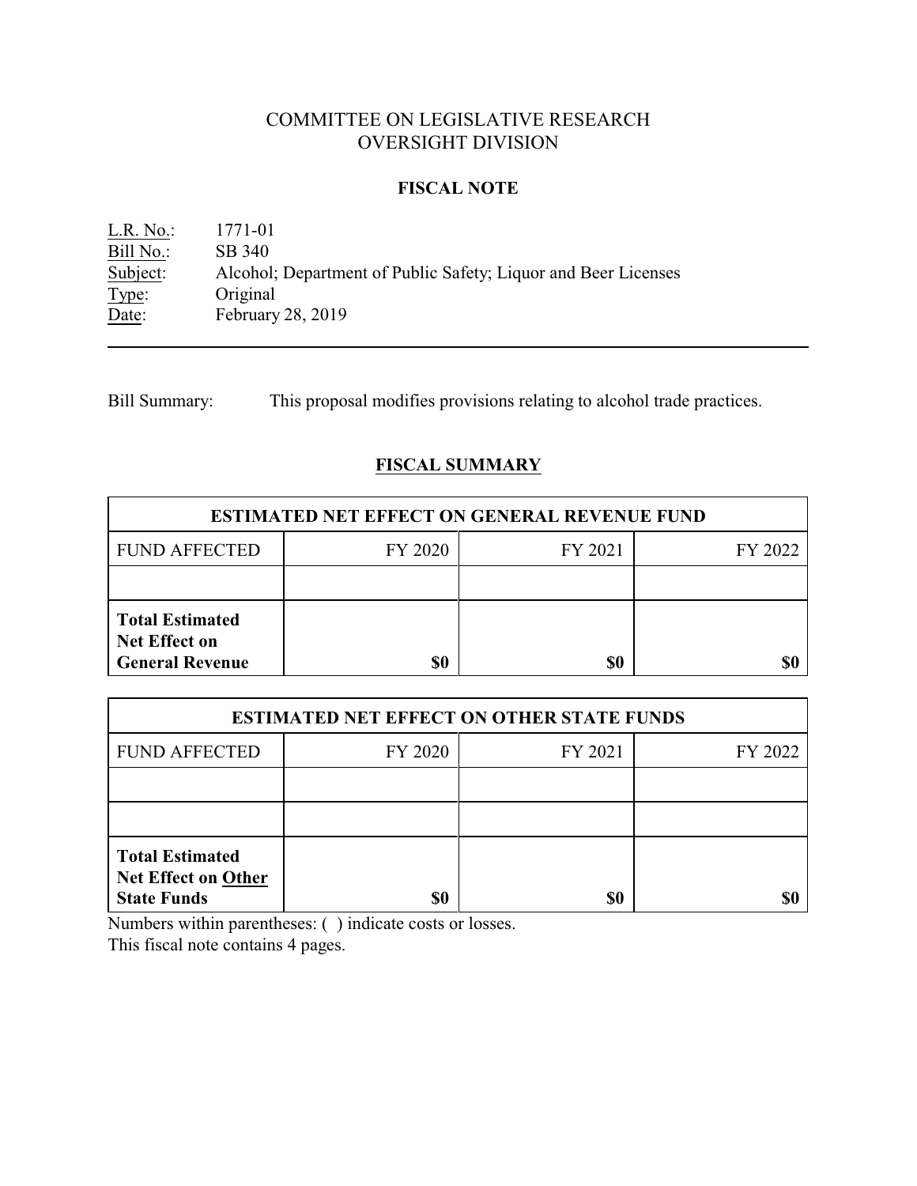# COMMITTEE ON LEGISLATIVE RESEARCH
# OVERSIGHT DIVISION

## FISCAL NOTE

L.R. No.: 1771-01
Bill No.: SB 340
Subject: Alcohol; Department of Public Safety; Liquor and Beer Licenses
Type: Original
Date: February 28, 2019

---

Bill Summary: This proposal modifies provisions relating to alcohol trade practices.

## FISCAL SUMMARY

| ESTIMATED NET EFFECT ON GENERAL REVENUE FUND | | | |
|---|---|---|---|
| FUND AFFECTED | FY 2020 | FY 2021 | FY 2022 |
| | | | |
| **Total Estimated Net Effect on General Revenue** | **$0** | **$0** | **$0** |

| ESTIMATED NET EFFECT ON OTHER STATE FUNDS | | | |
|---|---|---|---|
| FUND AFFECTED | FY 2020 | FY 2021 | FY 2022 |
| | | | |
| | | | |
| **Total Estimated Net Effect on Other State Funds** | **$0** | **$0** | **$0** |

Numbers within parentheses: ( ) indicate costs or losses.
This fiscal note contains 4 pages.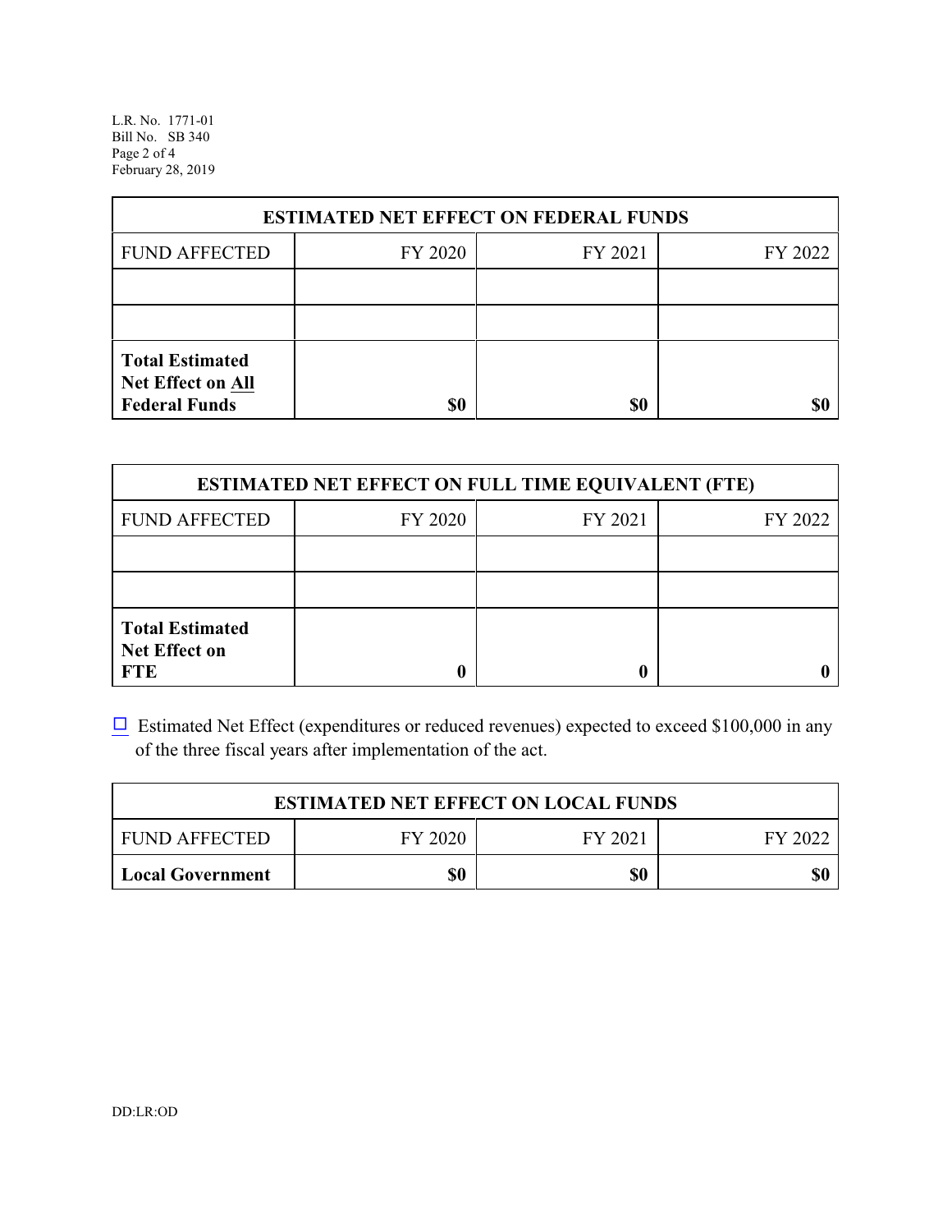| ESTIMATED NET EFFECT ON FEDERAL FUNDS | | | |
|---|---|---|---|
| FUND AFFECTED | FY 2020 | FY 2021 | FY 2022 |
| | | | |
| | | | |
| **Total Estimated Net Effect on All Federal Funds** | **$0** | **$0** | **$0** |

| ESTIMATED NET EFFECT ON FULL TIME EQUIVALENT (FTE) | | | |
|---|---|---|---|
| FUND AFFECTED | FY 2020 | FY 2021 | FY 2022 |
| | | | |
| | | | |
| **Total Estimated Net Effect on FTE** | **0** | **0** | **0** |

☐ Estimated Net Effect (expenditures or reduced revenues) expected to exceed $100,000 in any of the three fiscal years after implementation of the act.

| ESTIMATED NET EFFECT ON LOCAL FUNDS | | | |
|---|---|---|---|
| FUND AFFECTED | FY 2020 | FY 2021 | FY 2022 |
| **Local Government** | **$0** | **$0** | **$0** |

DD:LR:OD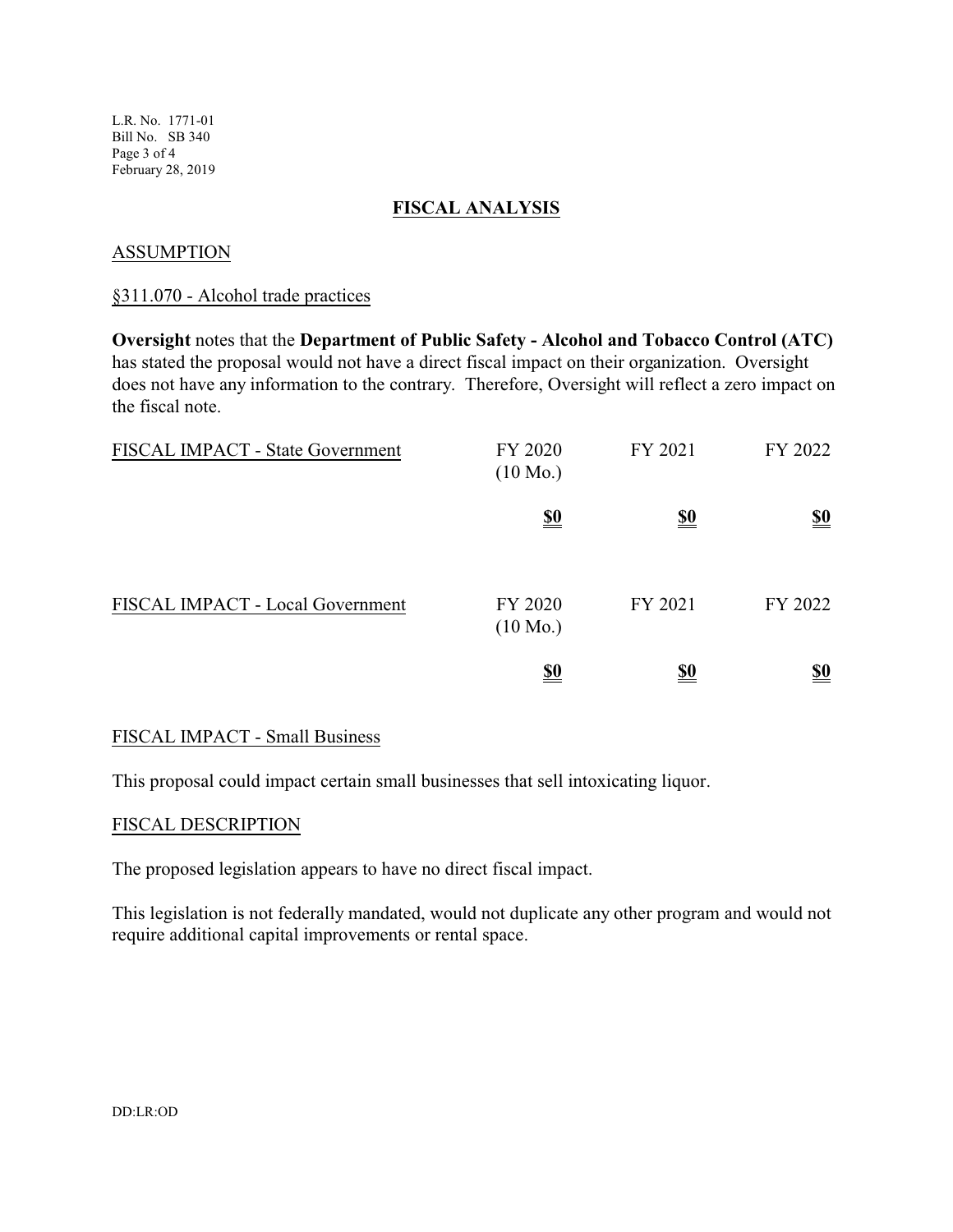## FISCAL ANALYSIS

### ASSUMPTION

§311.070 - Alcohol trade practices

**Oversight** notes that the **Department of Public Safety - Alcohol and Tobacco Control (ATC)** has stated the proposal would not have a direct fiscal impact on their organization. Oversight does not have any information to the contrary. Therefore, Oversight will reflect a zero impact on the fiscal note.

| FISCAL IMPACT - State Government | FY 2020 (10 Mo.) | FY 2021 | FY 2022 |
|---|---|---|---|
| | **$0** | **$0** | **$0** |

| FISCAL IMPACT - Local Government | FY 2020 (10 Mo.) | FY 2021 | FY 2022 |
|---|---|---|---|
| | **$0** | **$0** | **$0** |

### FISCAL IMPACT - Small Business

This proposal could impact certain small businesses that sell intoxicating liquor.

### FISCAL DESCRIPTION

The proposed legislation appears to have no direct fiscal impact.

This legislation is not federally mandated, would not duplicate any other program and would not require additional capital improvements or rental space.

DD:LR:OD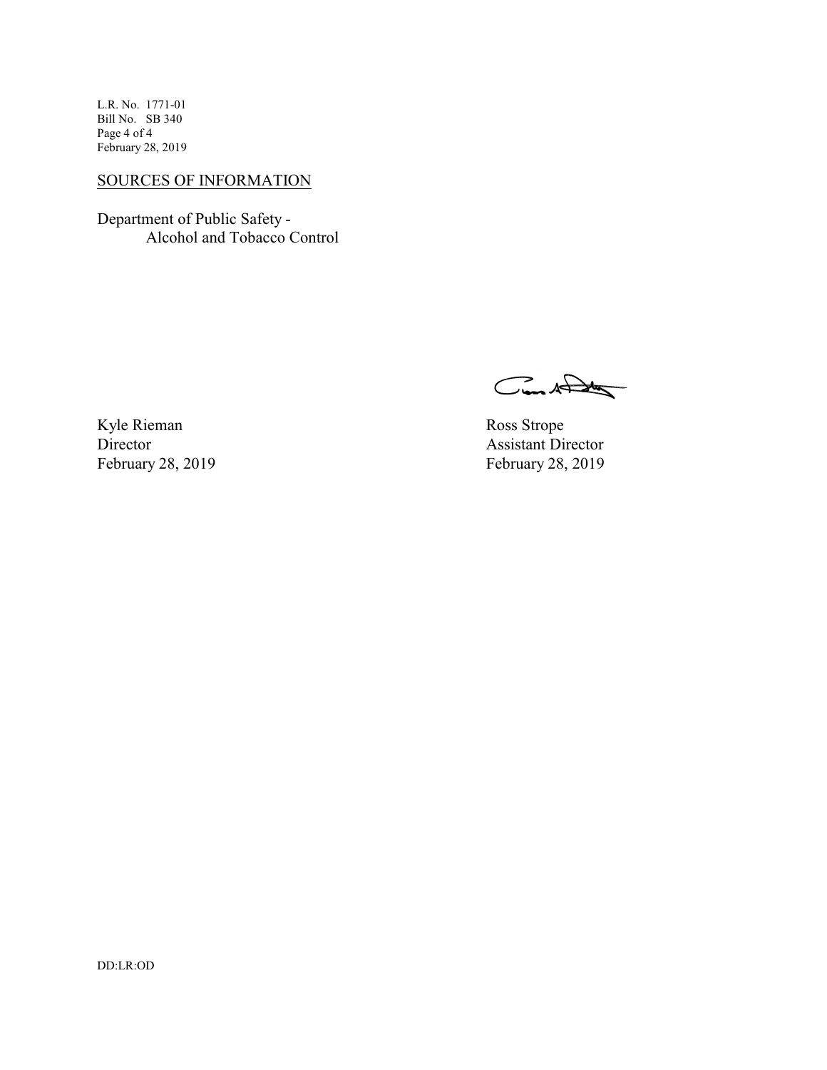## SOURCES OF INFORMATION

Department of Public Safety -
Alcohol and Tobacco Control

| | |
|---|---|
| Kyle Rieman | Ross Strope |
| Director | Assistant Director |
| February 28, 2019 | February 28, 2019 |

DD:LR:OD